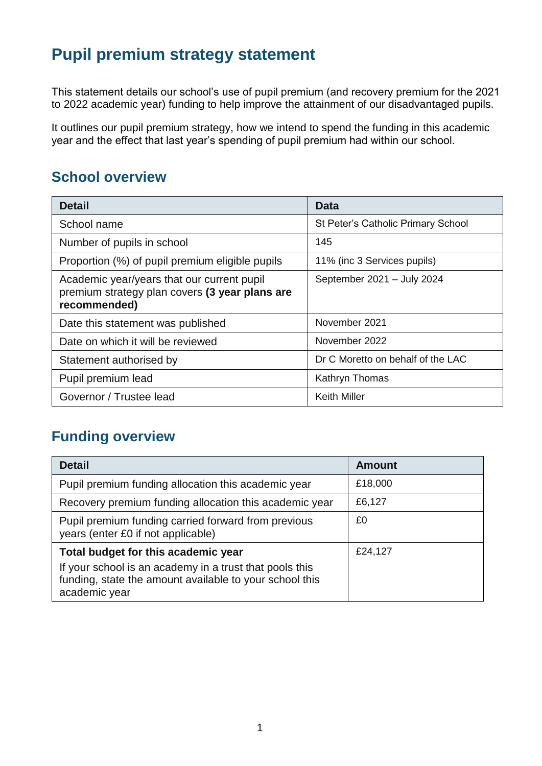# Pupil premium strategy statement

This statement details our school's use of pupil premium (and recovery premium for the 2021 to 2022 academic year) funding to help improve the attainment of our disadvantaged pupils.

It outlines our pupil premium strategy, how we intend to spend the funding in this academic year and the effect that last year's spending of pupil premium had within our school.

## School overview

| Detail | Data |
|---|---|
| School name | St Peter's Catholic Primary School |
| Number of pupils in school | 145 |
| Proportion (%) of pupil premium eligible pupils | 11% (inc 3 Services pupils) |
| Academic year/years that our current pupil premium strategy plan covers **(3 year plans are recommended)** | September 2021 – July 2024 |
| Date this statement was published | November 2021 |
| Date on which it will be reviewed | November 2022 |
| Statement authorised by | Dr C Moretto on behalf of the LAC |
| Pupil premium lead | Kathryn Thomas |
| Governor / Trustee lead | Keith Miller |

## Funding overview

| Detail | Amount |
|---|---|
| Pupil premium funding allocation this academic year | £18,000 |
| Recovery premium funding allocation this academic year | £6,127 |
| Pupil premium funding carried forward from previous years (enter £0 if not applicable) | £0 |
| **Total budget for this academic year**<br>If your school is an academy in a trust that pools this funding, state the amount available to your school this academic year | £24,127 |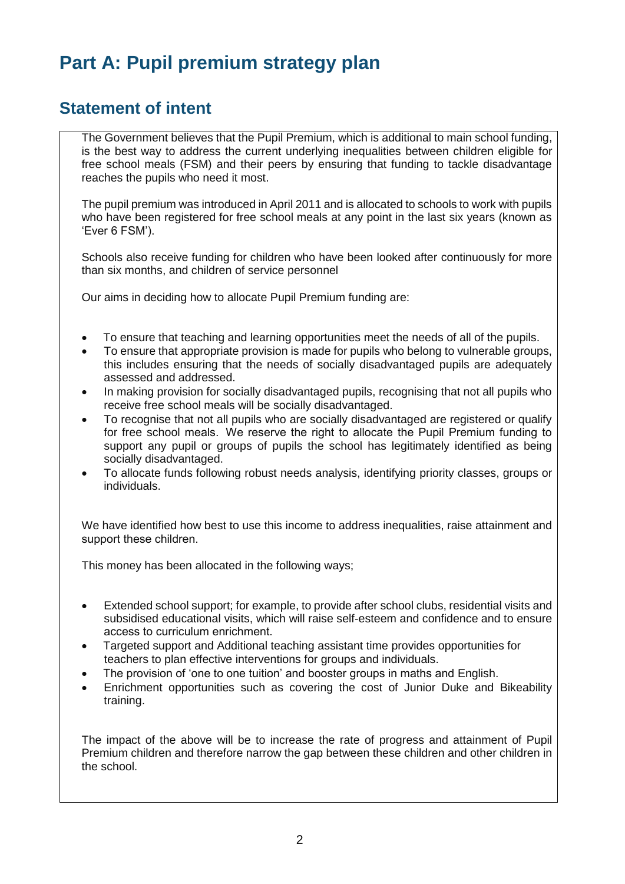# Part A: Pupil premium strategy plan

## Statement of intent

The Government believes that the Pupil Premium, which is additional to main school funding, is the best way to address the current underlying inequalities between children eligible for free school meals (FSM) and their peers by ensuring that funding to tackle disadvantage reaches the pupils who need it most.

The pupil premium was introduced in April 2011 and is allocated to schools to work with pupils who have been registered for free school meals at any point in the last six years (known as 'Ever 6 FSM').

Schools also receive funding for children who have been looked after continuously for more than six months, and children of service personnel

Our aims in deciding how to allocate Pupil Premium funding are:

- To ensure that teaching and learning opportunities meet the needs of all of the pupils.
- To ensure that appropriate provision is made for pupils who belong to vulnerable groups, this includes ensuring that the needs of socially disadvantaged pupils are adequately assessed and addressed.
- In making provision for socially disadvantaged pupils, recognising that not all pupils who receive free school meals will be socially disadvantaged.
- To recognise that not all pupils who are socially disadvantaged are registered or qualify for free school meals. We reserve the right to allocate the Pupil Premium funding to support any pupil or groups of pupils the school has legitimately identified as being socially disadvantaged.
- To allocate funds following robust needs analysis, identifying priority classes, groups or individuals.

We have identified how best to use this income to address inequalities, raise attainment and support these children.

This money has been allocated in the following ways;

- Extended school support; for example, to provide after school clubs, residential visits and subsidised educational visits, which will raise self-esteem and confidence and to ensure access to curriculum enrichment.
- Targeted support and Additional teaching assistant time provides opportunities for teachers to plan effective interventions for groups and individuals.
- The provision of 'one to one tuition' and booster groups in maths and English.
- Enrichment opportunities such as covering the cost of Junior Duke and Bikeability training.

The impact of the above will be to increase the rate of progress and attainment of Pupil Premium children and therefore narrow the gap between these children and other children in the school.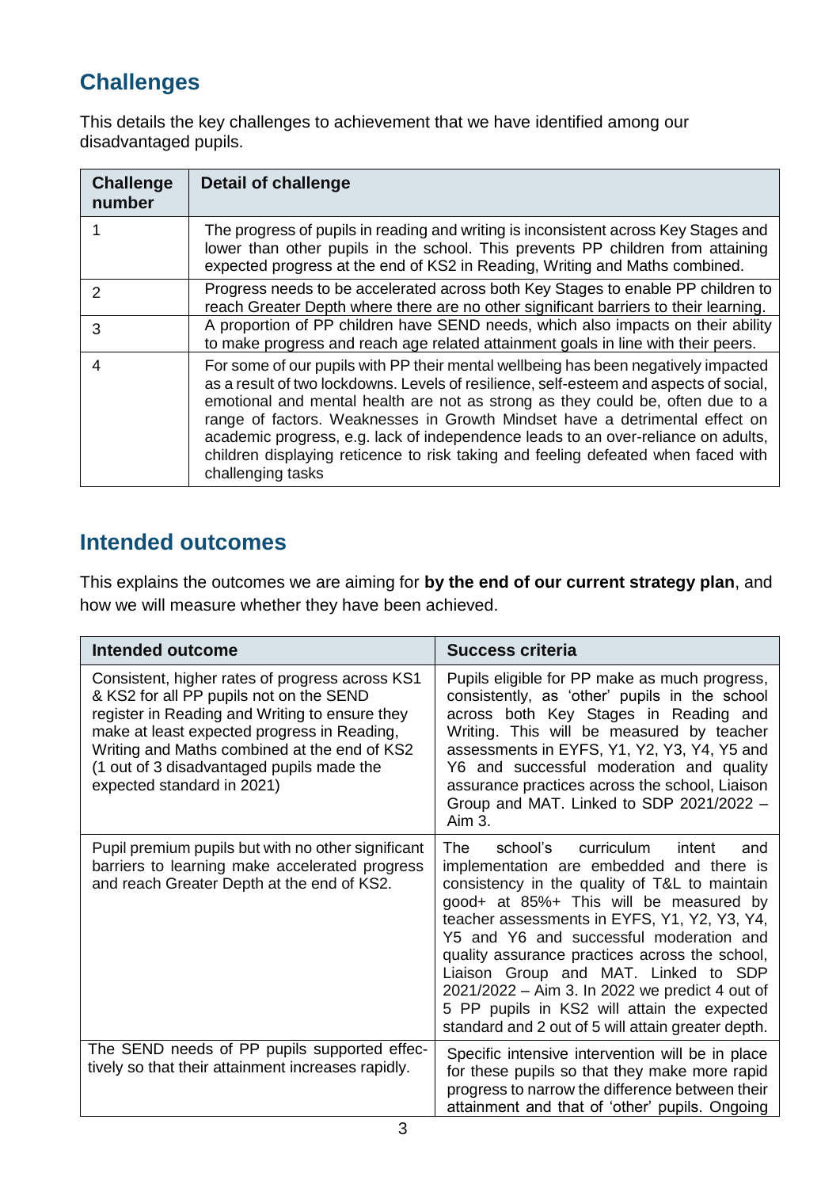## Challenges

This details the key challenges to achievement that we have identified among our disadvantaged pupils.

| Challenge number | Detail of challenge |
| --- | --- |
| 1 | The progress of pupils in reading and writing is inconsistent across Key Stages and lower than other pupils in the school. This prevents PP children from attaining expected progress at the end of KS2 in Reading, Writing and Maths combined. |
| 2 | Progress needs to be accelerated across both Key Stages to enable PP children to reach Greater Depth where there are no other significant barriers to their learning. |
| 3 | A proportion of PP children have SEND needs, which also impacts on their ability to make progress and reach age related attainment goals in line with their peers. |
| 4 | For some of our pupils with PP their mental wellbeing has been negatively impacted as a result of two lockdowns. Levels of resilience, self-esteem and aspects of social, emotional and mental health are not as strong as they could be, often due to a range of factors. Weaknesses in Growth Mindset have a detrimental effect on academic progress, e.g. lack of independence leads to an over-reliance on adults, children displaying reticence to risk taking and feeling defeated when faced with challenging tasks |

## Intended outcomes

This explains the outcomes we are aiming for **by the end of our current strategy plan**, and how we will measure whether they have been achieved.

| Intended outcome | Success criteria |
| --- | --- |
| Consistent, higher rates of progress across KS1 & KS2 for all PP pupils not on the SEND register in Reading and Writing to ensure they make at least expected progress in Reading, Writing and Maths combined at the end of KS2 (1 out of 3 disadvantaged pupils made the expected standard in 2021) | Pupils eligible for PP make as much progress, consistently, as 'other' pupils in the school across both Key Stages in Reading and Writing. This will be measured by teacher assessments in EYFS, Y1, Y2, Y3, Y4, Y5 and Y6 and successful moderation and quality assurance practices across the school, Liaison Group and MAT. Linked to SDP 2021/2022 – Aim 3. |
| Pupil premium pupils but with no other significant barriers to learning make accelerated progress and reach Greater Depth at the end of KS2. | The school's curriculum intent and implementation are embedded and there is consistency in the quality of T&L to maintain good+ at 85%+ This will be measured by teacher assessments in EYFS, Y1, Y2, Y3, Y4, Y5 and Y6 and successful moderation and quality assurance practices across the school, Liaison Group and MAT. Linked to SDP 2021/2022 – Aim 3. In 2022 we predict 4 out of 5 PP pupils in KS2 will attain the expected standard and 2 out of 5 will attain greater depth. |
| The SEND needs of PP pupils supported effectively so that their attainment increases rapidly. | Specific intensive intervention will be in place for these pupils so that they make more rapid progress to narrow the difference between their attainment and that of 'other' pupils. Ongoing |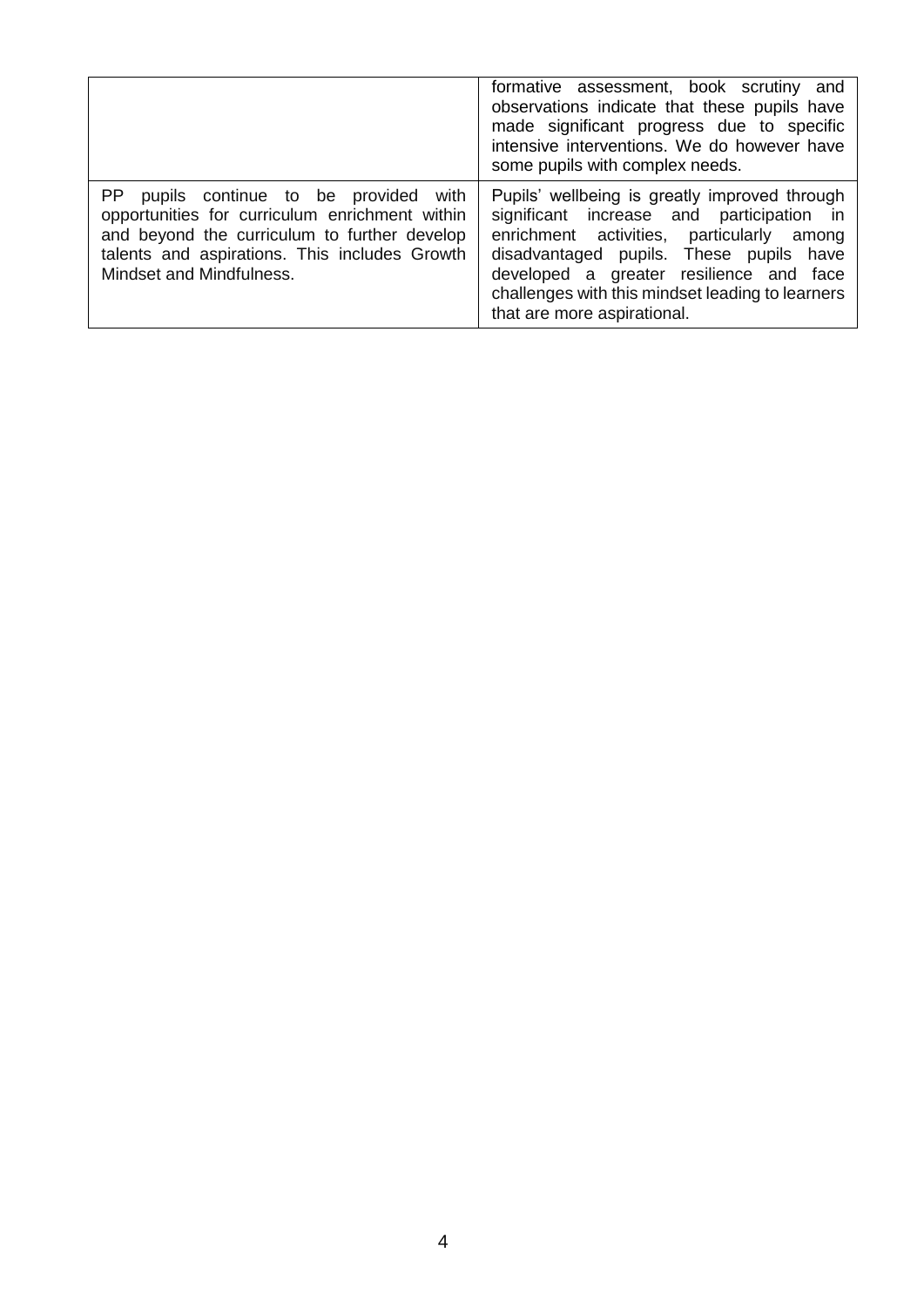| | |
|---|---|
| | formative assessment, book scrutiny and observations indicate that these pupils have made significant progress due to specific intensive interventions. We do however have some pupils with complex needs. |
| PP pupils continue to be provided with opportunities for curriculum enrichment within and beyond the curriculum to further develop talents and aspirations. This includes Growth Mindset and Mindfulness. | Pupils' wellbeing is greatly improved through significant increase and participation in enrichment activities, particularly among disadvantaged pupils. These pupils have developed a greater resilience and face challenges with this mindset leading to learners that are more aspirational. |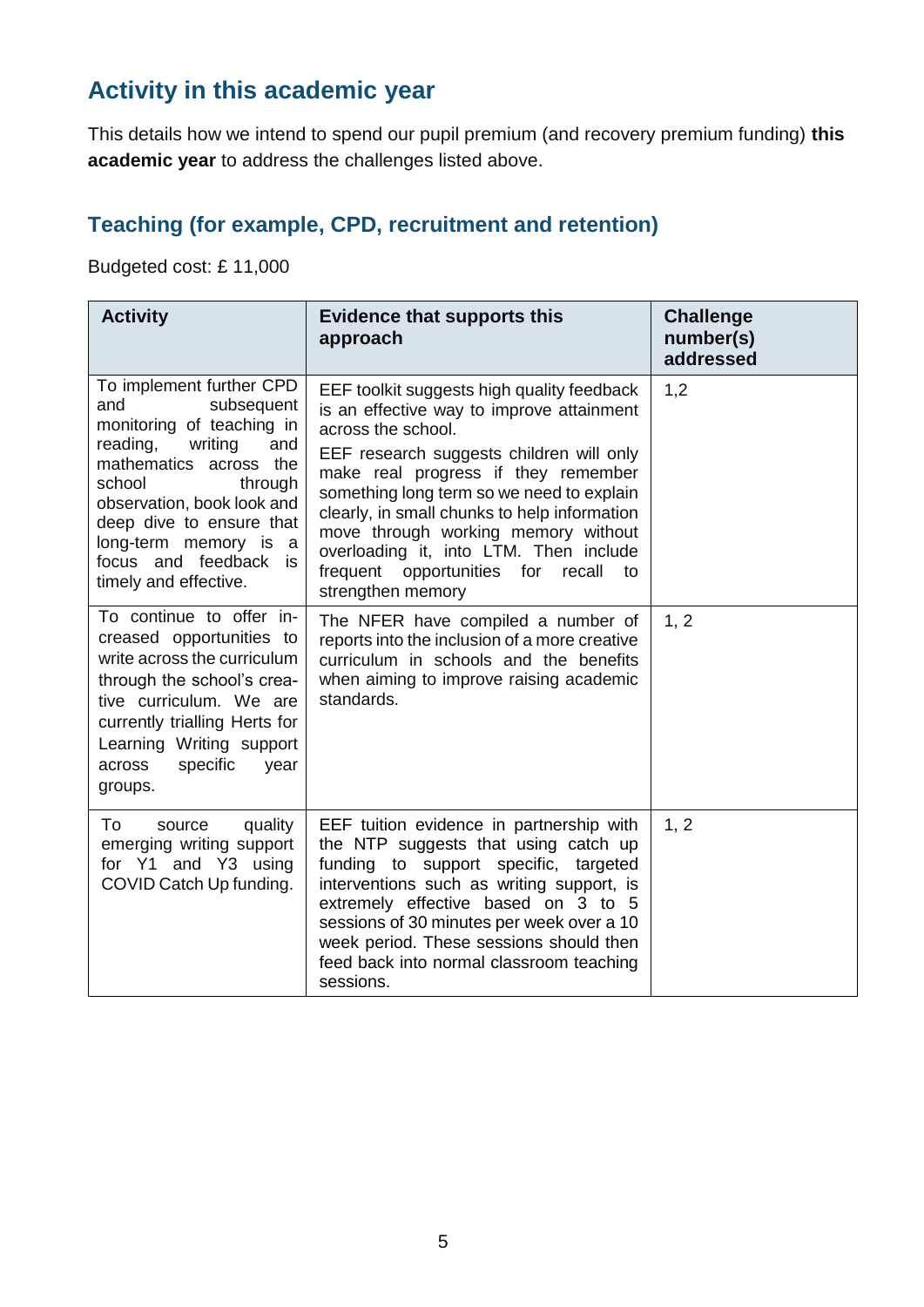## Activity in this academic year

This details how we intend to spend our pupil premium (and recovery premium funding) **this academic year** to address the challenges listed above.

### Teaching (for example, CPD, recruitment and retention)

Budgeted cost: £ 11,000

| Activity | Evidence that supports this approach | Challenge number(s) addressed |
|---|---|---|
| To implement further CPD and subsequent monitoring of teaching in reading, writing and mathematics across the school through observation, book look and deep dive to ensure that long-term memory is a focus and feedback is timely and effective. | EEF toolkit suggests high quality feedback is an effective way to improve attainment across the school.<br><br>EEF research suggests children will only make real progress if they remember something long term so we need to explain clearly, in small chunks to help information move through working memory without overloading it, into LTM. Then include frequent opportunities for recall to strengthen memory | 1,2 |
| To continue to offer increased opportunities to write across the curriculum through the school's creative curriculum. We are currently trialling Herts for Learning Writing support across specific year groups. | The NFER have compiled a number of reports into the inclusion of a more creative curriculum in schools and the benefits when aiming to improve raising academic standards. | 1, 2 |
| To source quality emerging writing support for Y1 and Y3 using COVID Catch Up funding. | EEF tuition evidence in partnership with the NTP suggests that using catch up funding to support specific, targeted interventions such as writing support, is extremely effective based on 3 to 5 sessions of 30 minutes per week over a 10 week period. These sessions should then feed back into normal classroom teaching sessions. | 1, 2 |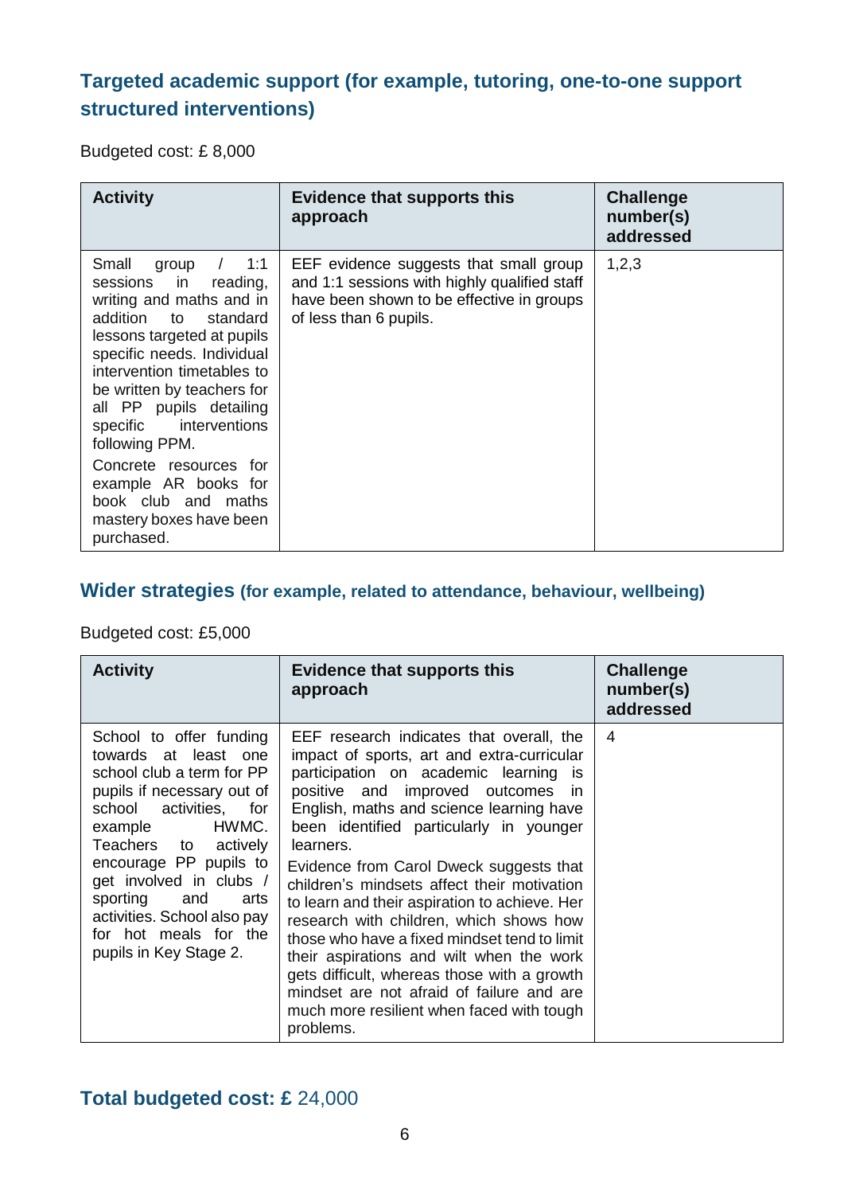## Targeted academic support (for example, tutoring, one-to-one support structured interventions)

Budgeted cost: £ 8,000

| Activity | Evidence that supports this approach | Challenge number(s) addressed |
|---|---|---|
| Small group / 1:1 sessions in reading, writing and maths and in addition to standard lessons targeted at pupils specific needs. Individual intervention timetables to be written by teachers for all PP pupils detailing specific interventions following PPM.<br><br>Concrete resources for example AR books for book club and maths mastery boxes have been purchased. | EEF evidence suggests that small group and 1:1 sessions with highly qualified staff have been shown to be effective in groups of less than 6 pupils. | 1,2,3 |

## Wider strategies (for example, related to attendance, behaviour, wellbeing)

Budgeted cost: £5,000

| Activity | Evidence that supports this approach | Challenge number(s) addressed |
|---|---|---|
| School to offer funding towards at least one school club a term for PP pupils if necessary out of school activities, for example HWMC. Teachers to actively encourage PP pupils to get involved in clubs / sporting and arts activities. School also pay for hot meals for the pupils in Key Stage 2. | EEF research indicates that overall, the impact of sports, art and extra-curricular participation on academic learning is positive and improved outcomes in English, maths and science learning have been identified particularly in younger learners.<br><br>Evidence from Carol Dweck suggests that children's mindsets affect their motivation to learn and their aspiration to achieve. Her research with children, which shows how those who have a fixed mindset tend to limit their aspirations and wilt when the work gets difficult, whereas those with a growth mindset are not afraid of failure and are much more resilient when faced with tough problems. | 4 |

## Total budgeted cost: £ 24,000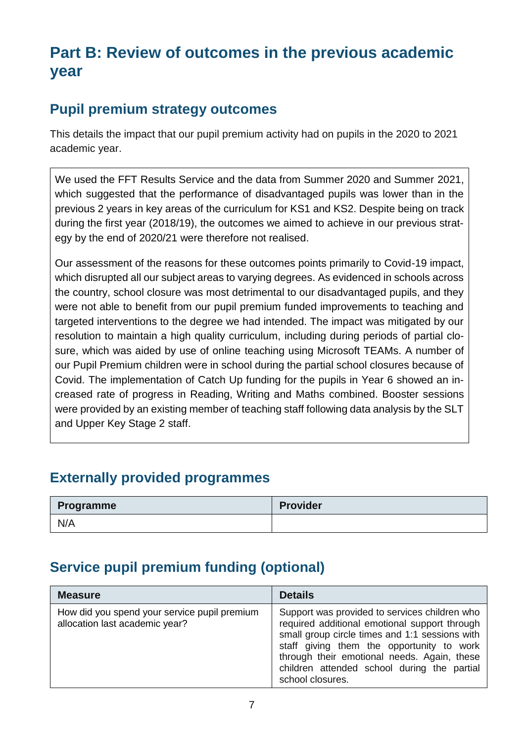# Part B: Review of outcomes in the previous academic year

## Pupil premium strategy outcomes

This details the impact that our pupil premium activity had on pupils in the 2020 to 2021 academic year.

We used the FFT Results Service and the data from Summer 2020 and Summer 2021, which suggested that the performance of disadvantaged pupils was lower than in the previous 2 years in key areas of the curriculum for KS1 and KS2. Despite being on track during the first year (2018/19), the outcomes we aimed to achieve in our previous strategy by the end of 2020/21 were therefore not realised.

Our assessment of the reasons for these outcomes points primarily to Covid-19 impact, which disrupted all our subject areas to varying degrees. As evidenced in schools across the country, school closure was most detrimental to our disadvantaged pupils, and they were not able to benefit from our pupil premium funded improvements to teaching and targeted interventions to the degree we had intended. The impact was mitigated by our resolution to maintain a high quality curriculum, including during periods of partial closure, which was aided by use of online teaching using Microsoft TEAMs. A number of our Pupil Premium children were in school during the partial school closures because of Covid. The implementation of Catch Up funding for the pupils in Year 6 showed an increased rate of progress in Reading, Writing and Maths combined. Booster sessions were provided by an existing member of teaching staff following data analysis by the SLT and Upper Key Stage 2 staff.

## Externally provided programmes

| Programme | Provider |
|---|---|
| N/A | |

## Service pupil premium funding (optional)

| Measure | Details |
|---|---|
| How did you spend your service pupil premium allocation last academic year? | Support was provided to services children who required additional emotional support through small group circle times and 1:1 sessions with staff giving them the opportunity to work through their emotional needs. Again, these children attended school during the partial school closures. |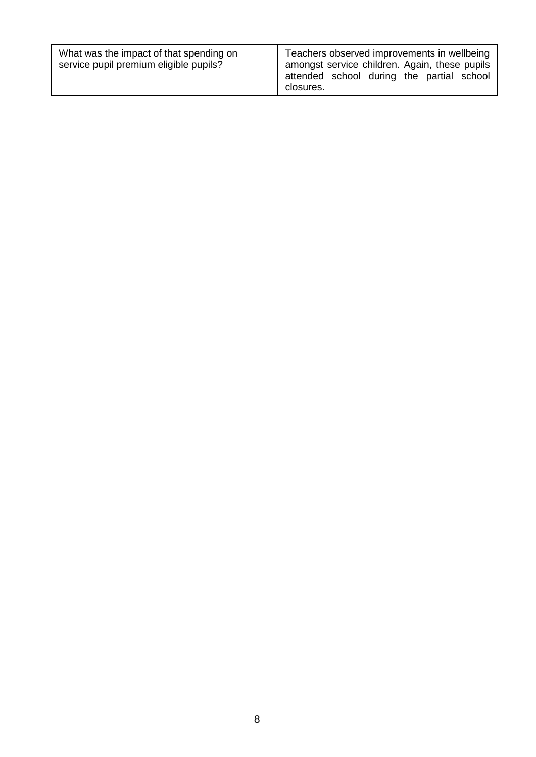| | |
|---|---|
| What was the impact of that spending on service pupil premium eligible pupils? | Teachers observed improvements in wellbeing amongst service children. Again, these pupils attended school during the partial school closures. |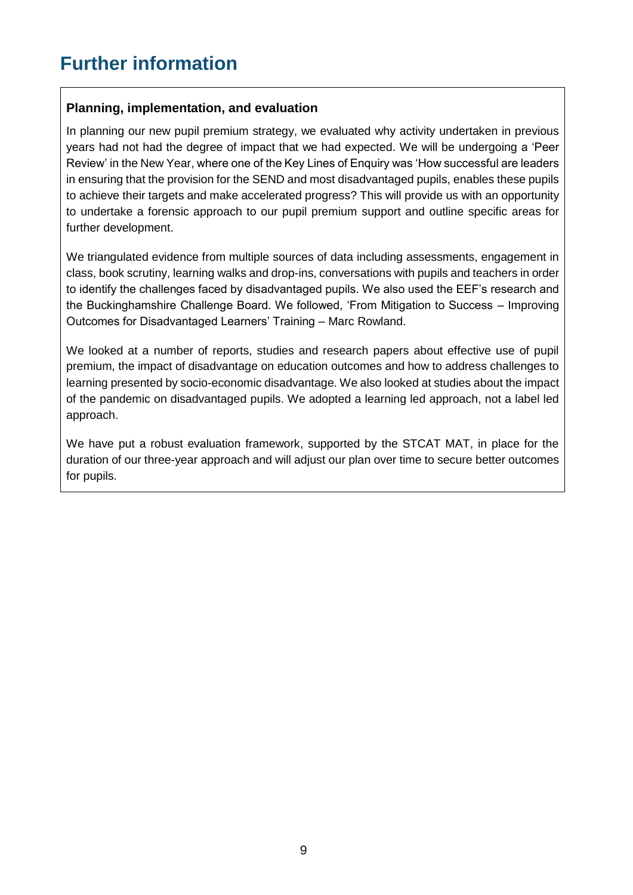# Further information

### Planning, implementation, and evaluation

In planning our new pupil premium strategy, we evaluated why activity undertaken in previous years had not had the degree of impact that we had expected. We will be undergoing a 'Peer Review' in the New Year, where one of the Key Lines of Enquiry was 'How successful are leaders in ensuring that the provision for the SEND and most disadvantaged pupils, enables these pupils to achieve their targets and make accelerated progress? This will provide us with an opportunity to undertake a forensic approach to our pupil premium support and outline specific areas for further development.

We triangulated evidence from multiple sources of data including assessments, engagement in class, book scrutiny, learning walks and drop-ins, conversations with pupils and teachers in order to identify the challenges faced by disadvantaged pupils. We also used the EEF's research and the Buckinghamshire Challenge Board. We followed, 'From Mitigation to Success – Improving Outcomes for Disadvantaged Learners' Training – Marc Rowland.

We looked at a number of reports, studies and research papers about effective use of pupil premium, the impact of disadvantage on education outcomes and how to address challenges to learning presented by socio-economic disadvantage. We also looked at studies about the impact of the pandemic on disadvantaged pupils. We adopted a learning led approach, not a label led approach.

We have put a robust evaluation framework, supported by the STCAT MAT, in place for the duration of our three-year approach and will adjust our plan over time to secure better outcomes for pupils.